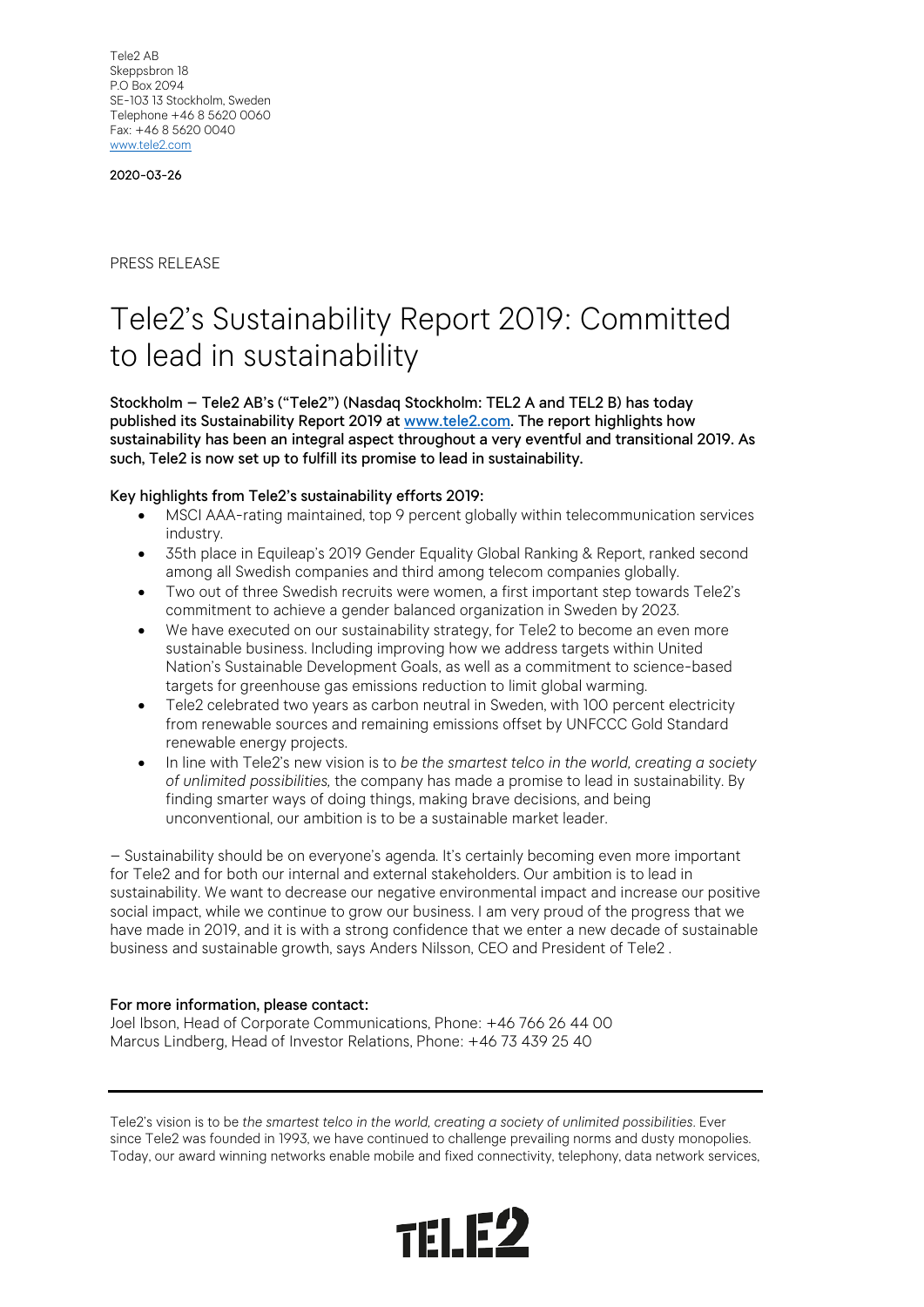Tele2 AB
Skeppsbron 18
P.O Box 2094
SE-103 13 Stockholm, Sweden
Telephone +46 8 5620 0060
Fax: +46 8 5620 0040
www.tele2.com

**2020-03-26**

PRESS RELEASE

# Tele2's Sustainability Report 2019: Committed to lead in sustainability

**Stockholm – Tele2 AB's ("Tele2") (Nasdaq Stockholm: TEL2 A and TEL2 B) has today published its Sustainability Report 2019 at www.tele2.com. The report highlights how sustainability has been an integral aspect throughout a very eventful and transitional 2019. As such, Tele2 is now set up to fulfill its promise to lead in sustainability.**

**Key highlights from Tele2's sustainability efforts 2019:**

- MSCI AAA-rating maintained, top 9 percent globally within telecommunication services industry.
- 35th place in Equileap's 2019 Gender Equality Global Ranking & Report, ranked second among all Swedish companies and third among telecom companies globally.
- Two out of three Swedish recruits were women, a first important step towards Tele2's commitment to achieve a gender balanced organization in Sweden by 2023.
- We have executed on our sustainability strategy, for Tele2 to become an even more sustainable business. Including improving how we address targets within United Nation's Sustainable Development Goals, as well as a commitment to science-based targets for greenhouse gas emissions reduction to limit global warming.
- Tele2 celebrated two years as carbon neutral in Sweden, with 100 percent electricity from renewable sources and remaining emissions offset by UNFCCC Gold Standard renewable energy projects.
- In line with Tele2's new vision is to *be the smartest telco in the world, creating a society of unlimited possibilities,* the company has made a promise to lead in sustainability. By finding smarter ways of doing things, making brave decisions, and being unconventional, our ambition is to be a sustainable market leader.

– Sustainability should be on everyone's agenda. It's certainly becoming even more important for Tele2 and for both our internal and external stakeholders. Our ambition is to lead in sustainability. We want to decrease our negative environmental impact and increase our positive social impact, while we continue to grow our business. I am very proud of the progress that we have made in 2019, and it is with a strong confidence that we enter a new decade of sustainable business and sustainable growth, says Anders Nilsson, CEO and President of Tele2 .

**For more information, please contact:**
Joel Ibson, Head of Corporate Communications, Phone: +46 766 26 44 00
Marcus Lindberg, Head of Investor Relations, Phone: +46 73 439 25 40

---

Tele2's vision is to be *the smartest telco in the world, creating a society of unlimited possibilities*. Ever since Tele2 was founded in 1993, we have continued to challenge prevailing norms and dusty monopolies. Today, our award winning networks enable mobile and fixed connectivity, telephony, data network services,

TELE2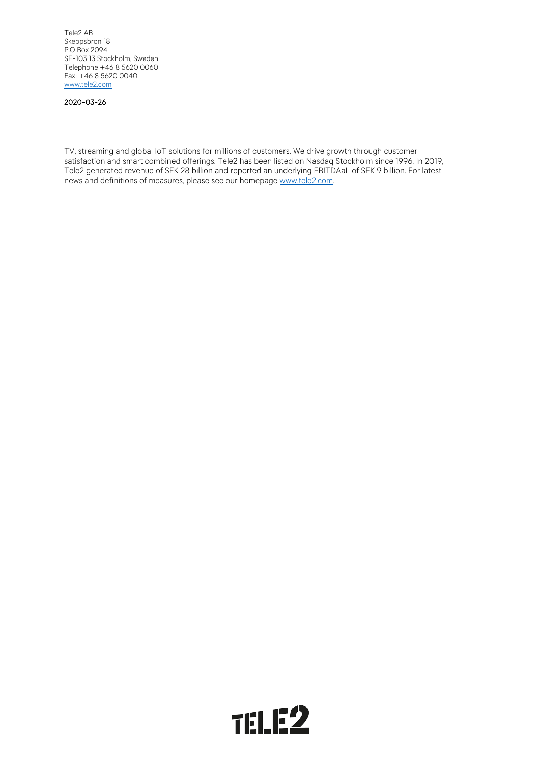Tele2 AB
Skeppsbron 18
P.O Box 2094
SE-103 13 Stockholm, Sweden
Telephone +46 8 5620 0060
Fax: +46 8 5620 0040
www.tele2.com

2020-03-26

TV, streaming and global IoT solutions for millions of customers. We drive growth through customer satisfaction and smart combined offerings. Tele2 has been listed on Nasdaq Stockholm since 1996. In 2019, Tele2 generated revenue of SEK 28 billion and reported an underlying EBITDAaL of SEK 9 billion. For latest news and definitions of measures, please see our homepage www.tele2.com.